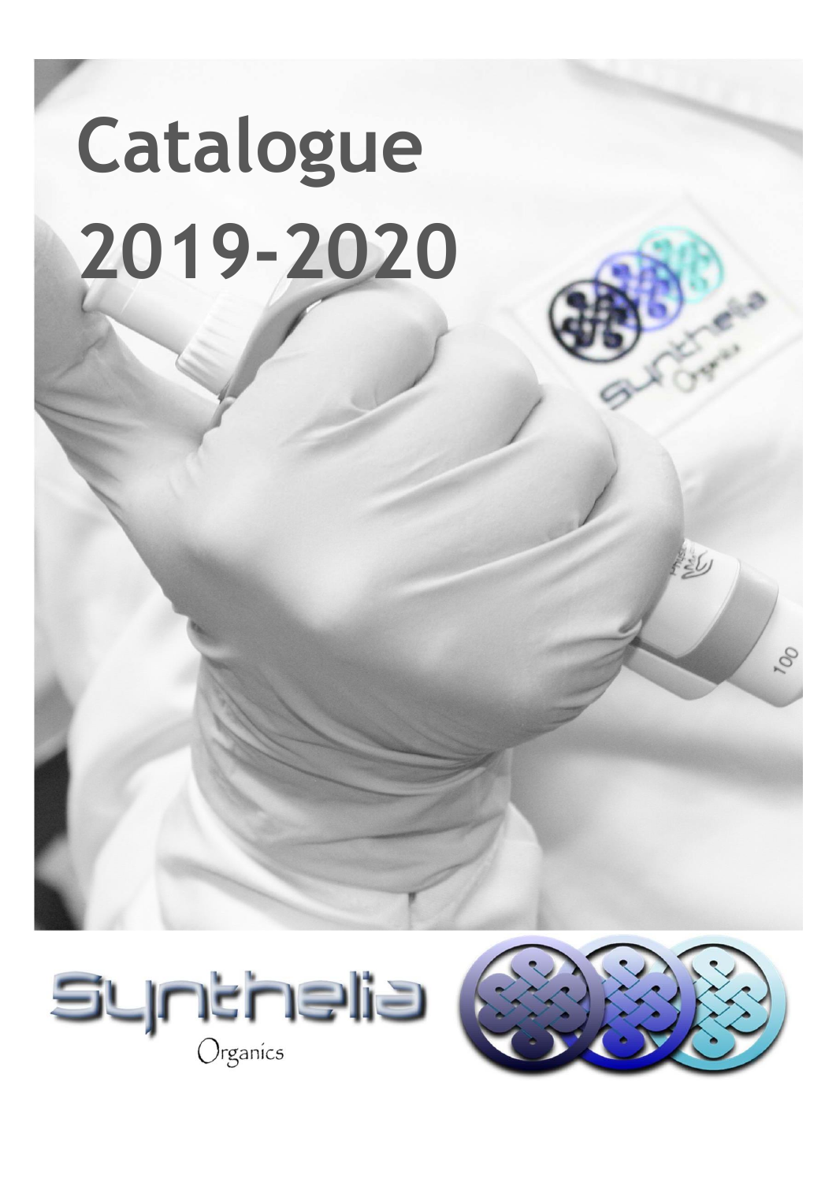# Catalogue 2019-2020

Synthelia

Organics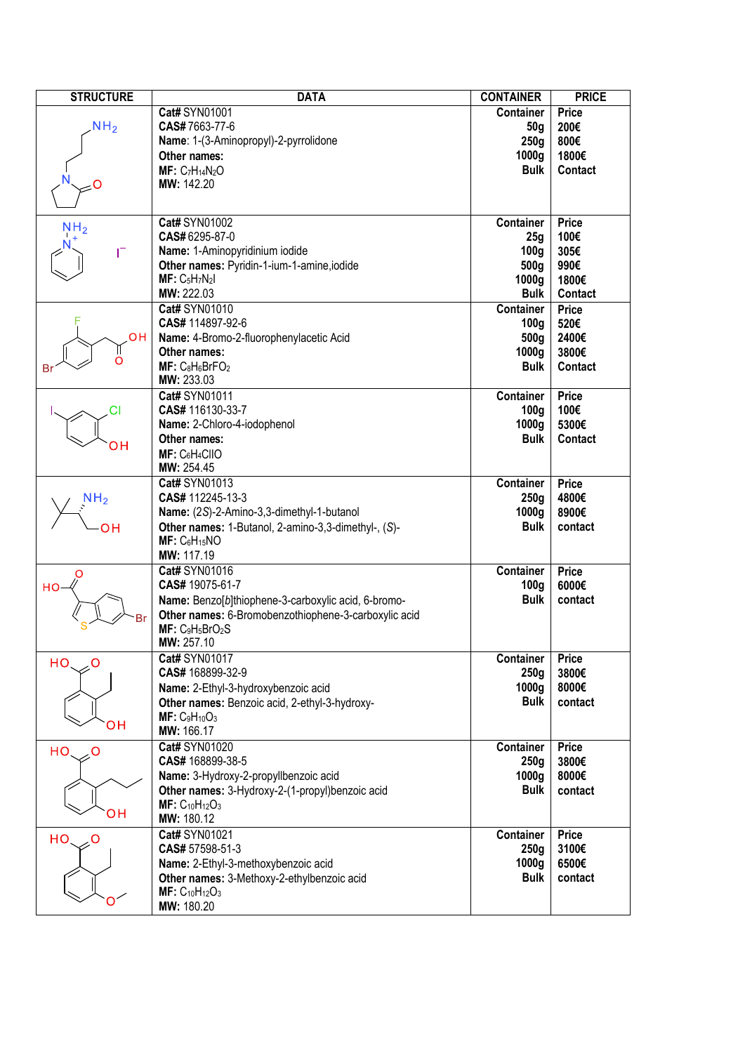| STRUCTURE | DATA | CONTAINER | PRICE |
|---|---|---|---|
| | **Cat#** SYN01001<br>**CAS#** 7663-77-6<br>**Name**: 1-(3-Aminopropyl)-2-pyrrolidone<br>**Other names:**<br>**MF:** $C_7H_{14}N_2O$<br>**MW:** 142.20 | **Container**<br>**50g**<br>**250g**<br>**1000g**<br>**Bulk** | **Price**<br>**200€**<br>**800€**<br>**1800€**<br>**Contact** |
| | **Cat#** SYN01002<br>**CAS#** 6295-87-0<br>**Name:** 1-Aminopyridinium iodide<br>**Other names:** Pyridin-1-ium-1-amine,iodide<br>**MF:** $C_5H_7N_2I$<br>**MW:** 222.03 | **Container**<br>**25g**<br>**100g**<br>**500g**<br>**1000g**<br>**Bulk** | **Price**<br>**100€**<br>**305€**<br>**990€**<br>**1800€**<br>**Contact** |
| | **Cat#** SYN01010<br>**CAS#** 114897-92-6<br>**Name:** 4-Bromo-2-fluorophenylacetic Acid<br>**Other names:**<br>**MF:** $C_8H_6BrFO_2$<br>**MW:** 233.03 | **Container**<br>**100g**<br>**500g**<br>**1000g**<br>**Bulk** | **Price**<br>**520€**<br>**2400€**<br>**3800€**<br>**Contact** |
| | **Cat#** SYN01011<br>**CAS#** 116130-33-7<br>**Name:** 2-Chloro-4-iodophenol<br>**Other names:**<br>**MF:** $C_6H_4ClIO$<br>**MW:** 254.45 | **Container**<br>**100g**<br>**1000g**<br>**Bulk** | **Price**<br>**100€**<br>**5300€**<br>**Contact** |
| | **Cat#** SYN01013<br>**CAS#** 112245-13-3<br>**Name:** (2*S*)-2-Amino-3,3-dimethyl-1-butanol<br>**Other names:** 1-Butanol, 2-amino-3,3-dimethyl-, (*S*)-<br>**MF:** $C_6H_{15}NO$<br>**MW:** 117.19 | **Container**<br>**250g**<br>**1000g**<br>**Bulk** | **Price**<br>**4800€**<br>**8900€**<br>**contact** |
| | **Cat#** SYN01016<br>**CAS#** 19075-61-7<br>**Name:** Benzo[*b*]thiophene-3-carboxylic acid, 6-bromo-<br>**Other names:** 6-Bromobenzothiophene-3-carboxylic acid<br>**MF:** $C_9H_5BrO_2S$<br>**MW:** 257.10 | **Container**<br>**100g**<br>**Bulk** | **Price**<br>**6000€**<br>**contact** |
| | **Cat#** SYN01017<br>**CAS#** 168899-32-9<br>**Name:** 2-Ethyl-3-hydroxybenzoic acid<br>**Other names:** Benzoic acid, 2-ethyl-3-hydroxy-<br>**MF:** $C_9H_{10}O_3$<br>**MW:** 166.17 | **Container**<br>**250g**<br>**1000g**<br>**Bulk** | **Price**<br>**3800€**<br>**8000€**<br>**contact** |
| | **Cat#** SYN01020<br>**CAS#** 168899-38-5<br>**Name:** 3-Hydroxy-2-propyllbenzoic acid<br>**Other names:** 3-Hydroxy-2-(1-propyl)benzoic acid<br>**MF:** $C_{10}H_{12}O_3$<br>**MW:** 180.12 | **Container**<br>**250g**<br>**1000g**<br>**Bulk** | **Price**<br>**3800€**<br>**8000€**<br>**contact** |
| | **Cat#** SYN01021<br>**CAS#** 57598-51-3<br>**Name:** 2-Ethyl-3-methoxybenzoic acid<br>**Other names:** 3-Methoxy-2-ethylbenzoic acid<br>**MF:** $C_{10}H_{12}O_3$<br>**MW:** 180.20 | **Container**<br>**250g**<br>**1000g**<br>**Bulk** | **Price**<br>**3100€**<br>**6500€**<br>**contact** |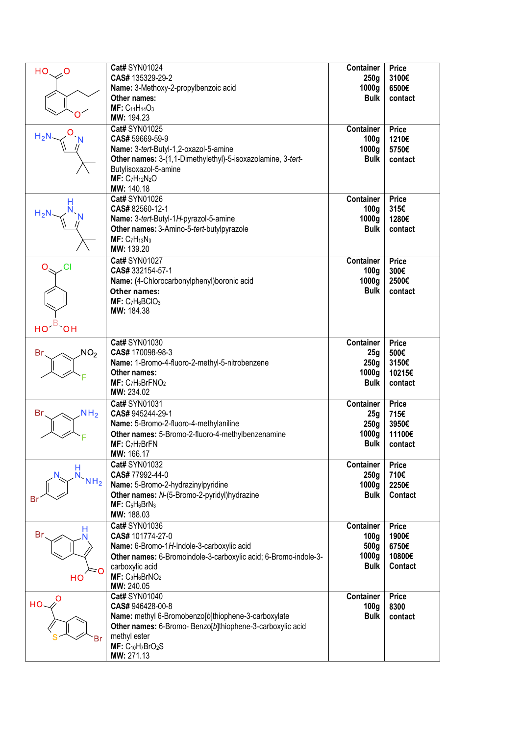| Structure | Details | Container | Price |
|---|---|---|---|
| | **Cat#** SYN01024<br>**CAS#** 135329-29-2<br>**Name:** 3-Methoxy-2-propylbenzoic acid<br>**Other names:**<br>**MF:** $C_{11}H_{14}O_3$<br>**MW:** 194.23 | **Container**<br>**250g**<br>**1000g**<br>**Bulk** | **Price**<br>**3100€**<br>**6500€**<br>**contact** |
| | **Cat#** SYN01025<br>**CAS#** 59669-59-9<br>**Name:** 3-*tert*-Butyl-1,2-oxazol-5-amine<br>**Other names:** 3-(1,1-Dimethylethyl)-5-isoxazolamine, 3-*tert*-Butylisoxazol-5-amine<br>**MF:** $C_7H_{12}N_2O$<br>**MW:** 140.18 | **Container**<br>**100g**<br>**1000g**<br>**Bulk** | **Price**<br>**1210€**<br>**5750€**<br>**contact** |
| | **Cat#** SYN01026<br>**CAS#** 82560-12-1<br>**Name:** 3-*tert*-Butyl-1*H*-pyrazol-5-amine<br>**Other names:** 3-Amino-5-*tert*-butylpyrazole<br>**MF:** $C_7H_{13}N_3$<br>**MW:** 139.20 | **Container**<br>**100g**<br>**1000g**<br>**Bulk** | **Price**<br>**315€**<br>**1280€**<br>**contact** |
| | **Cat#** SYN01027<br>**CAS#** 332154-57-1<br>**Name:** (4-Chlorocarbonylphenyl)boronic acid<br>**Other names:**<br>**MF:** $C_7H_6BClO_3$<br>**MW:** 184.38 | **Container**<br>**100g**<br>**1000g**<br>**Bulk** | **Price**<br>**300€**<br>**2500€**<br>**contact** |
| | **Cat#** SYN01030<br>**CAS#** 170098-98-3<br>**Name:** 1-Bromo-4-fluoro-2-methyl-5-nitrobenzene<br>**Other names:**<br>**MF:** $C_7H_5BrFNO_2$<br>**MW:** 234.02 | **Container**<br>**25g**<br>**250g**<br>**1000g**<br>**Bulk** | **Price**<br>**500€**<br>**3150€**<br>**10215€**<br>**contact** |
| | **Cat#** SYN01031<br>**CAS#** 945244-29-1<br>**Name:** 5-Bromo-2-fluoro-4-methylaniline<br>**Other names:** 5-Bromo-2-fluoro-4-methylbenzenamine<br>**MF:** $C_7H_7BrFN$<br>**MW:** 166.17 | **Container**<br>**25g**<br>**250g**<br>**1000g**<br>**Bulk** | **Price**<br>**715€**<br>**3950€**<br>**11100€**<br>**contact** |
| | **Cat#** SYN01032<br>**CAS#** 77992-44-0<br>**Name:** 5-Bromo-2-hydrazinylpyridine<br>**Other names:** *N*-(5-Bromo-2-pyridyl)hydrazine<br>**MF:** $C_5H_6BrN_3$<br>**MW:** 188.03 | **Container**<br>**250g**<br>**1000g**<br>**Bulk** | **Price**<br>**710€**<br>**2250€**<br>**Contact** |
| | **Cat#** SYN01036<br>**CAS#** 101774-27-0<br>**Name:** 6-Bromo-1*H*-Indole-3-carboxylic acid<br>**Other names:** 6-Bromoindole-3-carboxylic acid; 6-Bromo-indole-3-carboxylic acid<br>**MF:** $C_9H_6BrNO_2$<br>**MW:** 240.05 | **Container**<br>**100g**<br>**500g**<br>**1000g**<br>**Bulk** | **Price**<br>**1900€**<br>**6750€**<br>**10800€**<br>**Contact** |
| | **Cat#** SYN01040<br>**CAS#** 946428-00-8<br>**Name:** methyl 6-Bromobenzo[*b*]thiophene-3-carboxylate<br>**Other names:** 6-Bromo- Benzo[*b*]thiophene-3-carboxylic acid methyl ester<br>**MF:** $C_{10}H_7BrO_2S$<br>**MW:** 271.13 | **Container**<br>**100g**<br>**Bulk** | **Price**<br>**8300**<br>**contact** |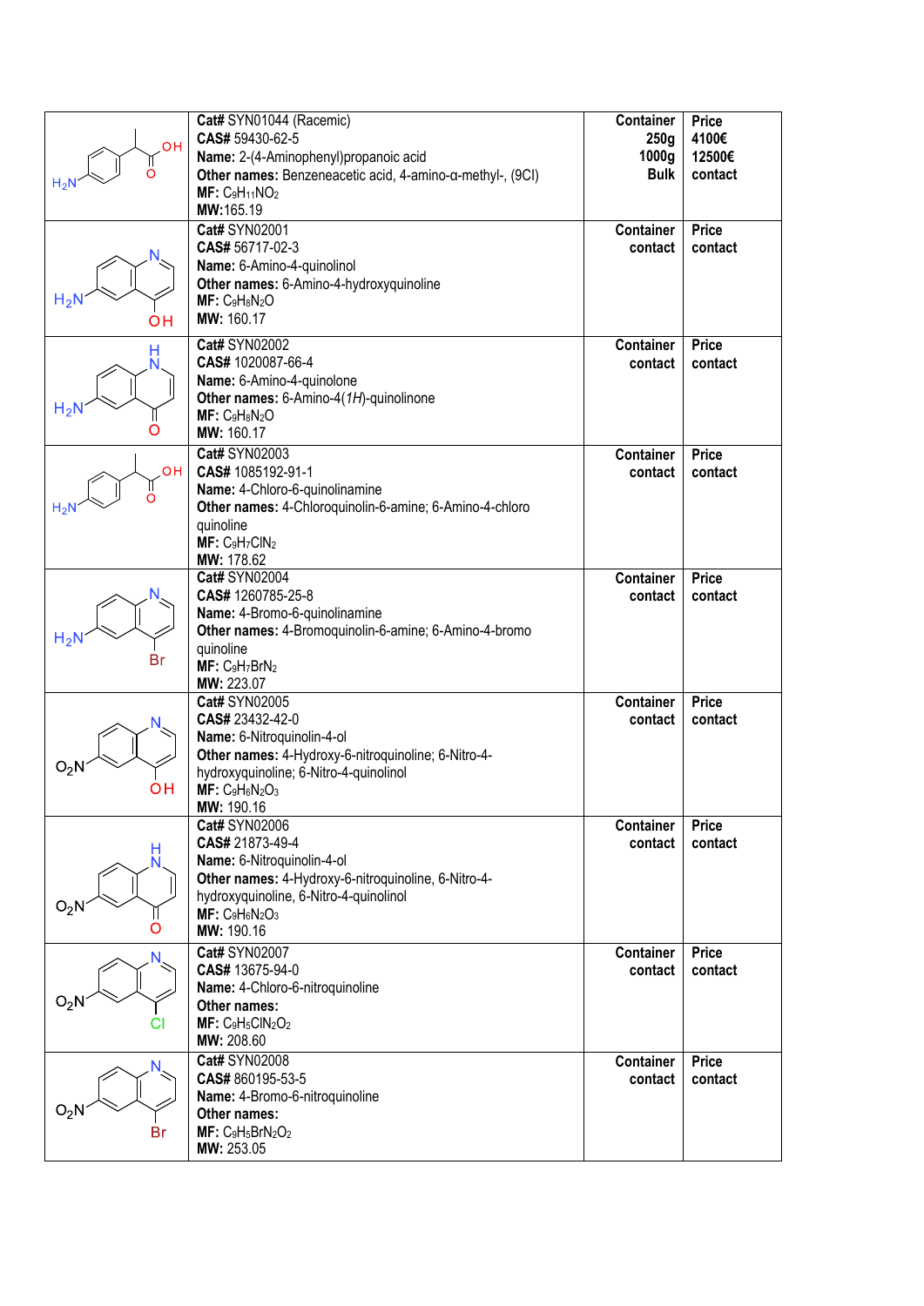| Structure | Details | Container | Price |
|---|---|---|---|
| | **Cat#** SYN01044 (Racemic)<br>**CAS#** 59430-62-5<br>**Name:** 2-(4-Aminophenyl)propanoic acid<br>**Other names:** Benzeneacetic acid, 4-amino-α-methyl-, (9CI)<br>**MF:** $C_9H_{11}NO_2$<br>**MW:**165.19 | **Container**<br>**250g**<br>**1000g**<br>**Bulk** | **Price**<br>**4100€**<br>**12500€**<br>**contact** |
| | **Cat#** SYN02001<br>**CAS#** 56717-02-3<br>**Name:** 6-Amino-4-quinolinol<br>**Other names:** 6-Amino-4-hydroxyquinoline<br>**MF:** $C_9H_8N_2O$<br>**MW:** 160.17 | **Container**<br>**contact** | **Price**<br>**contact** |
| | **Cat#** SYN02002<br>**CAS#** 1020087-66-4<br>**Name:** 6-Amino-4-quinolone<br>**Other names:** 6-Amino-4(*1H*)-quinolinone<br>**MF:** $C_9H_8N_2O$<br>**MW:** 160.17 | **Container**<br>**contact** | **Price**<br>**contact** |
| | **Cat#** SYN02003<br>**CAS#** 1085192-91-1<br>**Name:** 4-Chloro-6-quinolinamine<br>**Other names:** 4-Chloroquinolin-6-amine; 6-Amino-4-chloro quinoline<br>**MF:** $C_9H_7ClN_2$<br>**MW:** 178.62 | **Container**<br>**contact** | **Price**<br>**contact** |
| | **Cat#** SYN02004<br>**CAS#** 1260785-25-8<br>**Name:** 4-Bromo-6-quinolinamine<br>**Other names:** 4-Bromoquinolin-6-amine; 6-Amino-4-bromo quinoline<br>**MF:** $C_9H_7BrN_2$<br>**MW:** 223.07 | **Container**<br>**contact** | **Price**<br>**contact** |
| | **Cat#** SYN02005<br>**CAS#** 23432-42-0<br>**Name:** 6-Nitroquinolin-4-ol<br>**Other names:** 4-Hydroxy-6-nitroquinoline; 6-Nitro-4-hydroxyquinoline; 6-Nitro-4-quinolinol<br>**MF:** $C_9H_6N_2O_3$<br>**MW:** 190.16 | **Container**<br>**contact** | **Price**<br>**contact** |
| | **Cat#** SYN02006<br>**CAS#** 21873-49-4<br>**Name:** 6-Nitroquinolin-4-ol<br>**Other names:** 4-Hydroxy-6-nitroquinoline, 6-Nitro-4-hydroxyquinoline, 6-Nitro-4-quinolinol<br>**MF:** $C_9H_6N_2O_3$<br>**MW:** 190.16 | **Container**<br>**contact** | **Price**<br>**contact** |
| | **Cat#** SYN02007<br>**CAS#** 13675-94-0<br>**Name:** 4-Chloro-6-nitroquinoline<br>**Other names:**<br>**MF:** $C_9H_5ClN_2O_2$<br>**MW:** 208.60 | **Container**<br>**contact** | **Price**<br>**contact** |
| | **Cat#** SYN02008<br>**CAS#** 860195-53-5<br>**Name:** 4-Bromo-6-nitroquinoline<br>**Other names:**<br>**MF:** $C_9H_5BrN_2O_2$<br>**MW:** 253.05 | **Container**<br>**contact** | **Price**<br>**contact** |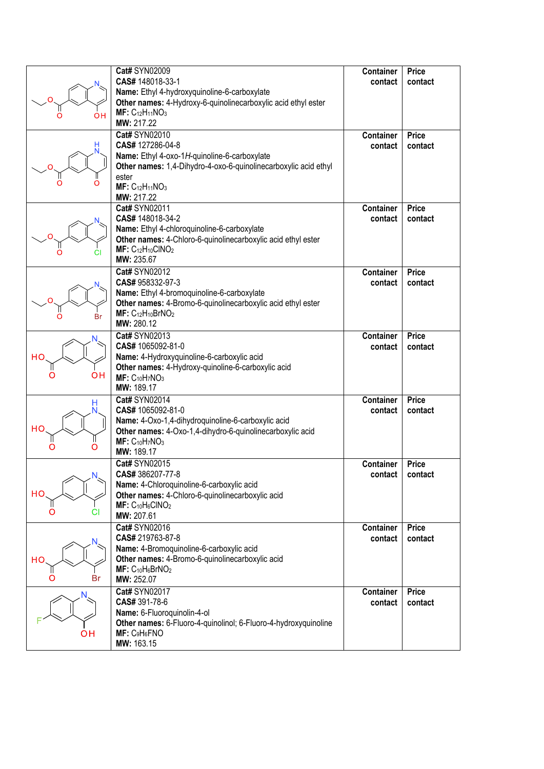| Structure | Details | Container | Price |
|---|---|---|---|
| | **Cat#** SYN02009<br>**CAS#** 148018-33-1<br>**Name:** Ethyl 4-hydroxyquinoline-6-carboxylate<br>**Other names:** 4-Hydroxy-6-quinolinecarboxylic acid ethyl ester<br>**MF:** $C_{12}H_{11}NO_3$<br>**MW:** 217.22 | **Container contact** | **Price contact** |
| | **Cat#** SYN02010<br>**CAS#** 127286-04-8<br>**Name:** Ethyl 4-oxo-1*H*-quinoline-6-carboxylate<br>**Other names:** 1,4-Dihydro-4-oxo-6-quinolinecarboxylic acid ethyl ester<br>**MF:** $C_{12}H_{11}NO_3$<br>**MW:** 217.22 | **Container contact** | **Price contact** |
| | **Cat#** SYN02011<br>**CAS#** 148018-34-2<br>**Name:** Ethyl 4-chloroquinoline-6-carboxylate<br>**Other names:** 4-Chloro-6-quinolinecarboxylic acid ethyl ester<br>**MF:** $C_{12}H_{10}ClNO_2$<br>**MW:** 235.67 | **Container contact** | **Price contact** |
| | **Cat#** SYN02012<br>**CAS#** 958332-97-3<br>**Name:** Ethyl 4-bromoquinoline-6-carboxylate<br>**Other names:** 4-Bromo-6-quinolinecarboxylic acid ethyl ester<br>**MF:** $C_{12}H_{10}BrNO_2$<br>**MW:** 280.12 | **Container contact** | **Price contact** |
| | **Cat#** SYN02013<br>**CAS#** 1065092-81-0<br>**Name:** 4-Hydroxyquinoline-6-carboxylic acid<br>**Other names:** 4-Hydroxy-quinoline-6-carboxylic acid<br>**MF:** $C_{10}H_7NO_3$<br>**MW:** 189.17 | **Container contact** | **Price contact** |
| | **Cat#** SYN02014<br>**CAS#** 1065092-81-0<br>**Name:** 4-Oxo-1,4-dihydroquinoline-6-carboxylic acid<br>**Other names:** 4-Oxo-1,4-dihydro-6-quinolinecarboxylic acid<br>**MF:** $C_{10}H_7NO_3$<br>**MW:** 189.17 | **Container contact** | **Price contact** |
| | **Cat#** SYN02015<br>**CAS#** 386207-77-8<br>**Name:** 4-Chloroquinoline-6-carboxylic acid<br>**Other names:** 4-Chloro-6-quinolinecarboxylic acid<br>**MF:** $C_{10}H_6ClNO_2$<br>**MW:** 207.61 | **Container contact** | **Price contact** |
| | **Cat#** SYN02016<br>**CAS#** 219763-87-8<br>**Name:** 4-Bromoquinoline-6-carboxylic acid<br>**Other names:** 4-Bromo-6-quinolinecarboxylic acid<br>**MF:** $C_{10}H_6BrNO_2$<br>**MW:** 252.07 | **Container contact** | **Price contact** |
| | **Cat#** SYN02017<br>**CAS#** 391-78-6<br>**Name:** 6-Fluoroquinolin-4-ol<br>**Other names:** 6-Fluoro-4-quinolinol; 6-Fluoro-4-hydroxyquinoline<br>**MF:** $C_9H_6FNO$<br>**MW:** 163.15 | **Container contact** | **Price contact** |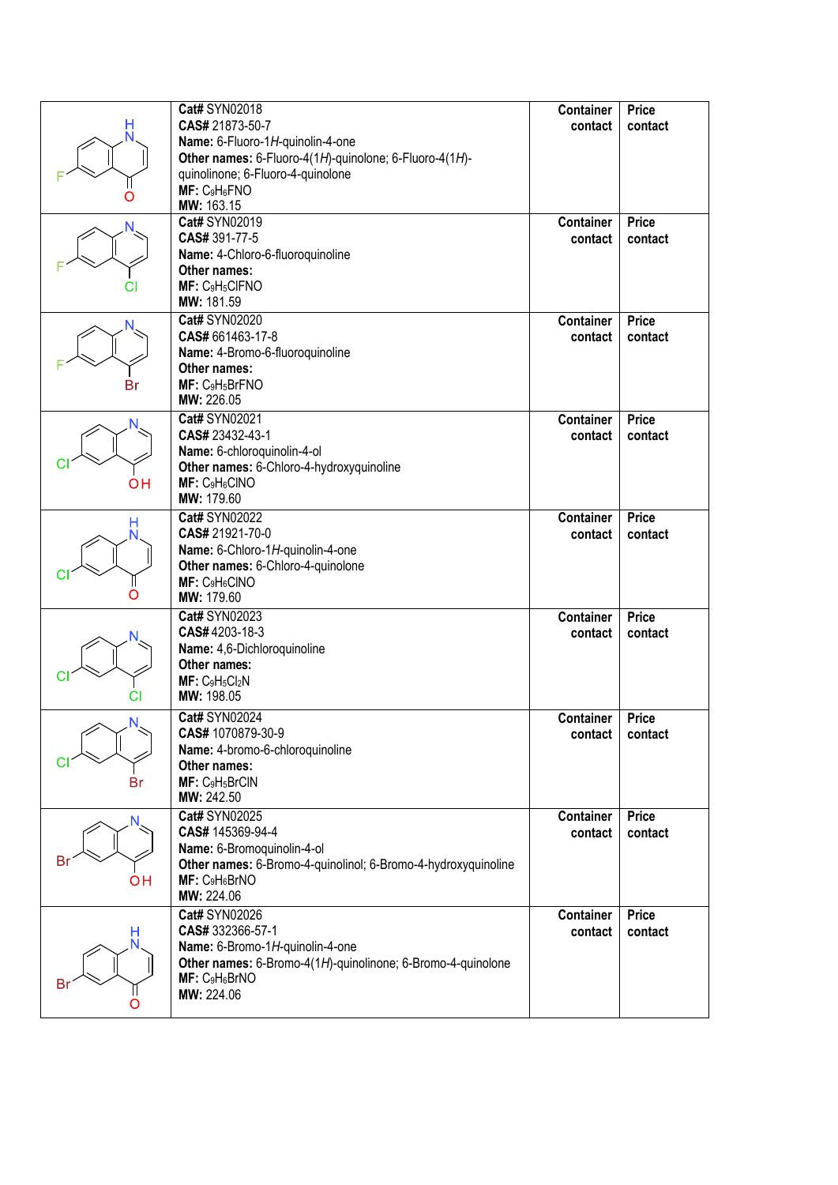| | | | |
|---|---|---|---|
| | **Cat#** SYN02018<br>**CAS#** 21873-50-7<br>**Name:** 6-Fluoro-1*H*-quinolin-4-one<br>**Other names:** 6-Fluoro-4(1*H*)-quinolone; 6-Fluoro-4(1*H*)-quinolinone; 6-Fluoro-4-quinolone<br>**MF:** $C_9H_6FNO$<br>**MW:** 163.15 | **Container contact** | **Price contact** |
| | **Cat#** SYN02019<br>**CAS#** 391-77-5<br>**Name:** 4-Chloro-6-fluoroquinoline<br>**Other names:**<br>**MF:** $C_9H_5ClFNO$<br>**MW:** 181.59 | **Container contact** | **Price contact** |
| | **Cat#** SYN02020<br>**CAS#** 661463-17-8<br>**Name:** 4-Bromo-6-fluoroquinoline<br>**Other names:**<br>**MF:** $C_9H_5BrFNO$<br>**MW:** 226.05 | **Container contact** | **Price contact** |
| | **Cat#** SYN02021<br>**CAS#** 23432-43-1<br>**Name:** 6-chloroquinolin-4-ol<br>**Other names:** 6-Chloro-4-hydroxyquinoline<br>**MF:** $C_9H_6ClNO$<br>**MW:** 179.60 | **Container contact** | **Price contact** |
| | **Cat#** SYN02022<br>**CAS#** 21921-70-0<br>**Name:** 6-Chloro-1*H*-quinolin-4-one<br>**Other names:** 6-Chloro-4-quinolone<br>**MF:** $C_9H_6ClNO$<br>**MW:** 179.60 | **Container contact** | **Price contact** |
| | **Cat#** SYN02023<br>**CAS#** 4203-18-3<br>**Name:** 4,6-Dichloroquinoline<br>**Other names:**<br>**MF:** $C_9H_5Cl_2N$<br>**MW:** 198.05 | **Container contact** | **Price contact** |
| | **Cat#** SYN02024<br>**CAS#** 1070879-30-9<br>**Name:** 4-bromo-6-chloroquinoline<br>**Other names:**<br>**MF:** $C_9H_5BrClN$<br>**MW:** 242.50 | **Container contact** | **Price contact** |
| | **Cat#** SYN02025<br>**CAS#** 145369-94-4<br>**Name:** 6-Bromoquinolin-4-ol<br>**Other names:** 6-Bromo-4-quinolinol; 6-Bromo-4-hydroxyquinoline<br>**MF:** $C_9H_6BrNO$<br>**MW:** 224.06 | **Container contact** | **Price contact** |
| | **Cat#** SYN02026<br>**CAS#** 332366-57-1<br>**Name:** 6-Bromo-1*H*-quinolin-4-one<br>**Other names:** 6-Bromo-4(1*H*)-quinolinone; 6-Bromo-4-quinolone<br>**MF:** $C_9H_6BrNO$<br>**MW:** 224.06 | **Container contact** | **Price contact** |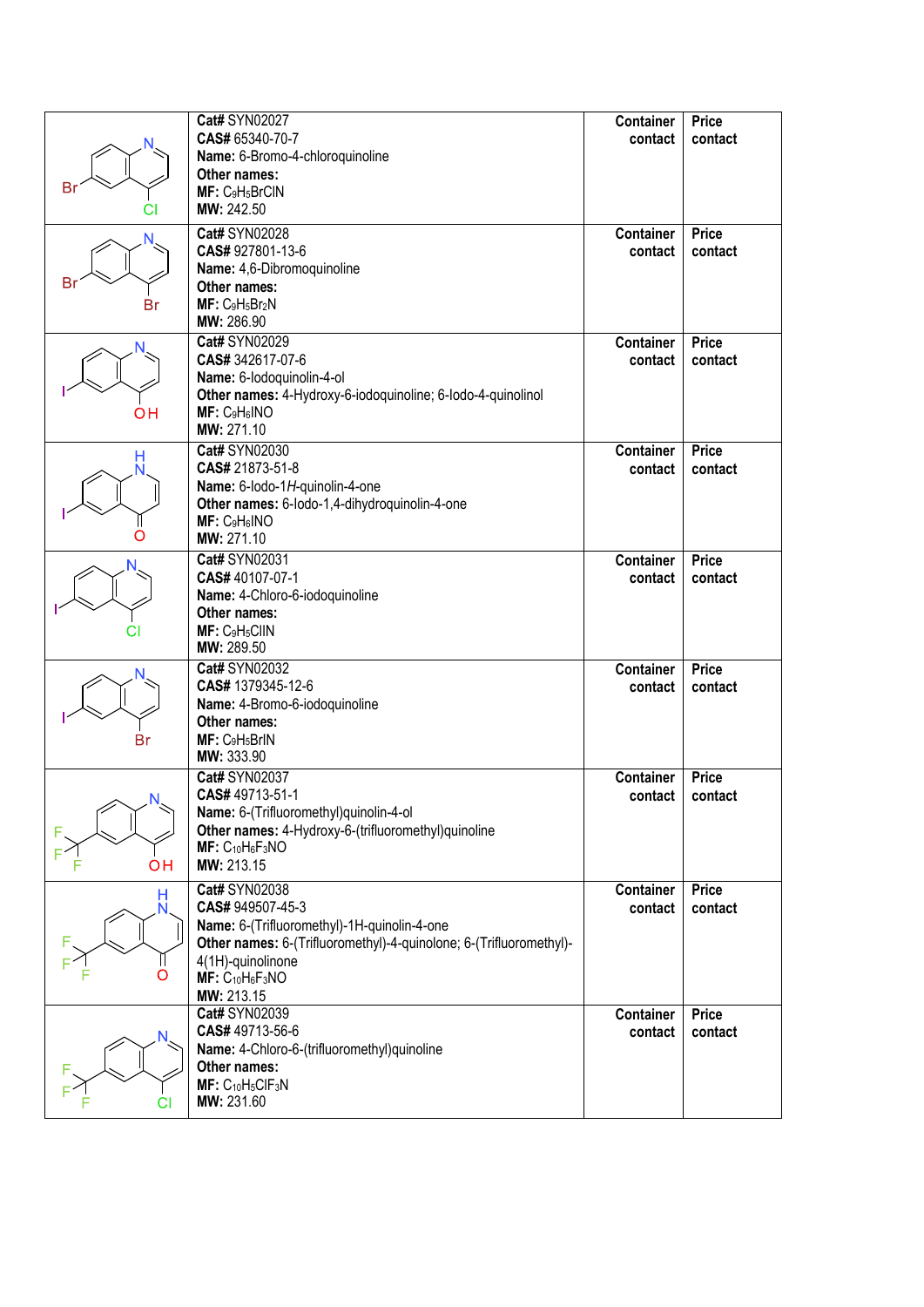| | | | |
|---|---|---|---|
| | **Cat#** SYN02027<br>**CAS#** 65340-70-7<br>**Name:** 6-Bromo-4-chloroquinoline<br>**Other names:**<br>**MF:** $C_9H_5BrClN$<br>**MW:** 242.50 | **Container** contact | **Price** contact |
| | **Cat#** SYN02028<br>**CAS#** 927801-13-6<br>**Name:** 4,6-Dibromoquinoline<br>**Other names:**<br>**MF:** $C_9H_5Br_2N$<br>**MW:** 286.90 | **Container** contact | **Price** contact |
| | **Cat#** SYN02029<br>**CAS#** 342617-07-6<br>**Name:** 6-Iodoquinolin-4-ol<br>**Other names:** 4-Hydroxy-6-iodoquinoline; 6-Iodo-4-quinolinol<br>**MF:** $C_9H_6INO$<br>**MW:** 271.10 | **Container** contact | **Price** contact |
| | **Cat#** SYN02030<br>**CAS#** 21873-51-8<br>**Name:** 6-Iodo-1*H*-quinolin-4-one<br>**Other names:** 6-Iodo-1,4-dihydroquinolin-4-one<br>**MF:** $C_9H_6INO$<br>**MW:** 271.10 | **Container** contact | **Price** contact |
| | **Cat#** SYN02031<br>**CAS#** 40107-07-1<br>**Name:** 4-Chloro-6-iodoquinoline<br>**Other names:**<br>**MF:** $C_9H_5ClIN$<br>**MW:** 289.50 | **Container** contact | **Price** contact |
| | **Cat#** SYN02032<br>**CAS#** 1379345-12-6<br>**Name:** 4-Bromo-6-iodoquinoline<br>**Other names:**<br>**MF:** $C_9H_5BrIN$<br>**MW:** 333.90 | **Container** contact | **Price** contact |
| | **Cat#** SYN02037<br>**CAS#** 49713-51-1<br>**Name:** 6-(Trifluoromethyl)quinolin-4-ol<br>**Other names:** 4-Hydroxy-6-(trifluoromethyl)quinoline<br>**MF:** $C_{10}H_6F_3NO$<br>**MW:** 213.15 | **Container** contact | **Price** contact |
| | **Cat#** SYN02038<br>**CAS#** 949507-45-3<br>**Name:** 6-(Trifluoromethyl)-1H-quinolin-4-one<br>**Other names:** 6-(Trifluoromethyl)-4-quinolone; 6-(Trifluoromethyl)-4(1H)-quinolinone<br>**MF:** $C_{10}H_6F_3NO$<br>**MW:** 213.15 | **Container** contact | **Price** contact |
| | **Cat#** SYN02039<br>**CAS#** 49713-56-6<br>**Name:** 4-Chloro-6-(trifluoromethyl)quinoline<br>**Other names:**<br>**MF:** $C_{10}H_5ClF_3N$<br>**MW:** 231.60 | **Container** contact | **Price** contact |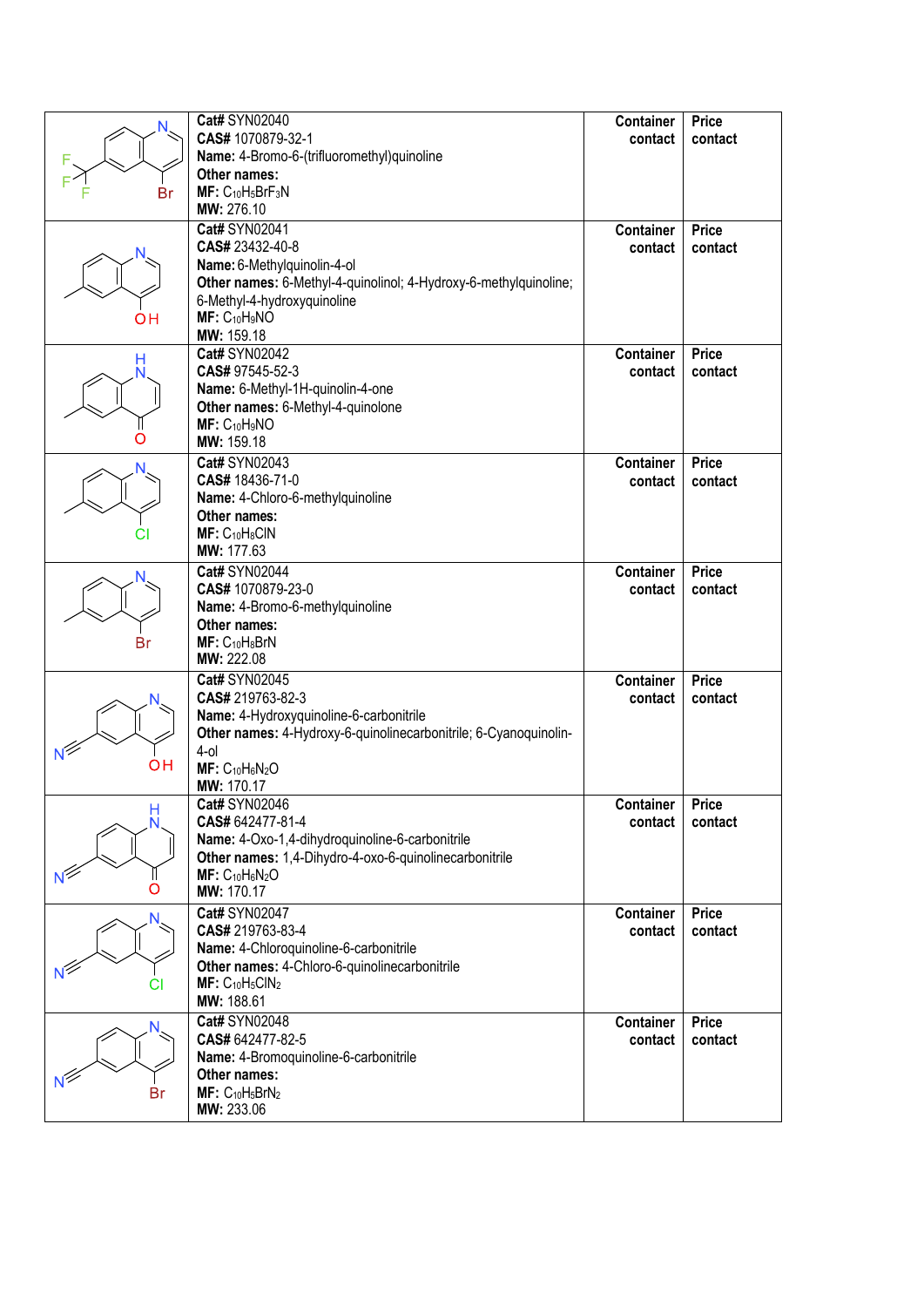| | | | |
|---|---|---|---|
| | **Cat#** SYN02040<br>**CAS#** 1070879-32-1<br>**Name:** 4-Bromo-6-(trifluoromethyl)quinoline<br>**Other names:**<br>**MF:** $C_{10}H_5BrF_3N$<br>**MW:** 276.10 | **Container** contact | **Price** contact |
| | **Cat#** SYN02041<br>**CAS#** 23432-40-8<br>**Name:** 6-Methylquinolin-4-ol<br>**Other names:** 6-Methyl-4-quinolinol; 4-Hydroxy-6-methylquinoline; 6-Methyl-4-hydroxyquinoline<br>**MF:** $C_{10}H_9NO$<br>**MW:** 159.18 | **Container** contact | **Price** contact |
| | **Cat#** SYN02042<br>**CAS#** 97545-52-3<br>**Name:** 6-Methyl-1H-quinolin-4-one<br>**Other names:** 6-Methyl-4-quinolone<br>**MF:** $C_{10}H_9NO$<br>**MW:** 159.18 | **Container** contact | **Price** contact |
| | **Cat#** SYN02043<br>**CAS#** 18436-71-0<br>**Name:** 4-Chloro-6-methylquinoline<br>**Other names:**<br>**MF:** $C_{10}H_8ClN$<br>**MW:** 177.63 | **Container** contact | **Price** contact |
| | **Cat#** SYN02044<br>**CAS#** 1070879-23-0<br>**Name:** 4-Bromo-6-methylquinoline<br>**Other names:**<br>**MF:** $C_{10}H_8BrN$<br>**MW:** 222.08 | **Container** contact | **Price** contact |
| | **Cat#** SYN02045<br>**CAS#** 219763-82-3<br>**Name:** 4-Hydroxyquinoline-6-carbonitrile<br>**Other names:** 4-Hydroxy-6-quinolinecarbonitrile; 6-Cyanoquinolin-4-ol<br>**MF:** $C_{10}H_6N_2O$<br>**MW:** 170.17 | **Container** contact | **Price** contact |
| | **Cat#** SYN02046<br>**CAS#** 642477-81-4<br>**Name:** 4-Oxo-1,4-dihydroquinoline-6-carbonitrile<br>**Other names:** 1,4-Dihydro-4-oxo-6-quinolinecarbonitrile<br>**MF:** $C_{10}H_6N_2O$<br>**MW:** 170.17 | **Container** contact | **Price** contact |
| | **Cat#** SYN02047<br>**CAS#** 219763-83-4<br>**Name:** 4-Chloroquinoline-6-carbonitrile<br>**Other names:** 4-Chloro-6-quinolinecarbonitrile<br>**MF:** $C_{10}H_5ClN_2$<br>**MW:** 188.61 | **Container** contact | **Price** contact |
| | **Cat#** SYN02048<br>**CAS#** 642477-82-5<br>**Name:** 4-Bromoquinoline-6-carbonitrile<br>**Other names:**<br>**MF:** $C_{10}H_5BrN_2$<br>**MW:** 233.06 | **Container** contact | **Price** contact |